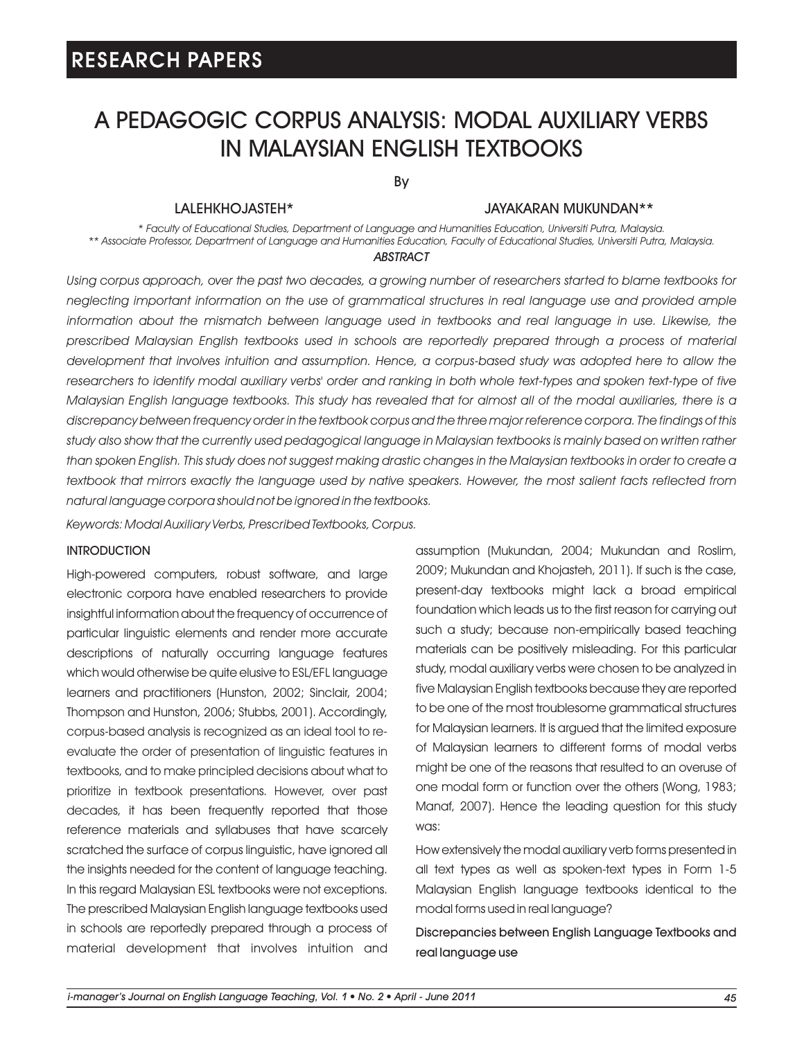RESEARCH PAPERS

# A PEDAGOGIC CORPUS ANALYSIS: MODAL AUXILIARY VERBS IN MALAYSIAN ENGLISH TEXTBOOKS

By

LALEHKHOJASTEH* JAYAKARAN MUKUNDAN**

*\* Faculty of Educational Studies, Department of Language and Humanities Education, Universiti Putra, Malaysia.*
*\*\* Associate Professor, Department of Language and Humanities Education, Faculty of Educational Studies, Universiti Putra, Malaysia.*

*ABSTRACT*

*Using corpus approach, over the past two decades, a growing number of researchers started to blame textbooks for neglecting important information on the use of grammatical structures in real language use and provided ample information about the mismatch between language used in textbooks and real language in use. Likewise, the prescribed Malaysian English textbooks used in schools are reportedly prepared through a process of material development that involves intuition and assumption. Hence, a corpus-based study was adopted here to allow the researchers to identify modal auxiliary verbs' order and ranking in both whole text-types and spoken text-type of five Malaysian English language textbooks. This study has revealed that for almost all of the modal auxiliaries, there is a discrepancy between frequency order in the textbook corpus and the three major reference corpora. The findings of this study also show that the currently used pedagogical language in Malaysian textbooks is mainly based on written rather than spoken English. This study does not suggest making drastic changes in the Malaysian textbooks in order to create a textbook that mirrors exactly the language used by native speakers. However, the most salient facts reflected from natural language corpora should not be ignored in the textbooks.*

*Keywords: Modal Auxiliary Verbs, Prescribed Textbooks, Corpus.*

## INTRODUCTION

High-powered computers, robust software, and large electronic corpora have enabled researchers to provide insightful information about the frequency of occurrence of particular linguistic elements and render more accurate descriptions of naturally occurring language features which would otherwise be quite elusive to ESL/EFL language learners and practitioners (Hunston, 2002; Sinclair, 2004; Thompson and Hunston, 2006; Stubbs, 2001). Accordingly, corpus-based analysis is recognized as an ideal tool to re-evaluate the order of presentation of linguistic features in textbooks, and to make principled decisions about what to prioritize in textbook presentations. However, over past decades, it has been frequently reported that those reference materials and syllabuses that have scarcely scratched the surface of corpus linguistic, have ignored all the insights needed for the content of language teaching. In this regard Malaysian ESL textbooks were not exceptions. The prescribed Malaysian English language textbooks used in schools are reportedly prepared through a process of material development that involves intuition and assumption (Mukundan, 2004; Mukundan and Roslim, 2009; Mukundan and Khojasteh, 2011). If such is the case, present-day textbooks might lack a broad empirical foundation which leads us to the first reason for carrying out such a study; because non-empirically based teaching materials can be positively misleading. For this particular study, modal auxiliary verbs were chosen to be analyzed in five Malaysian English textbooks because they are reported to be one of the most troublesome grammatical structures for Malaysian learners. It is argued that the limited exposure of Malaysian learners to different forms of modal verbs might be one of the reasons that resulted to an overuse of one modal form or function over the others (Wong, 1983; Manaf, 2007). Hence the leading question for this study was:

How extensively the modal auxiliary verb forms presented in all text types as well as spoken-text types in Form 1-5 Malaysian English language textbooks identical to the modal forms used in real language?

### Discrepancies between English Language Textbooks and real language use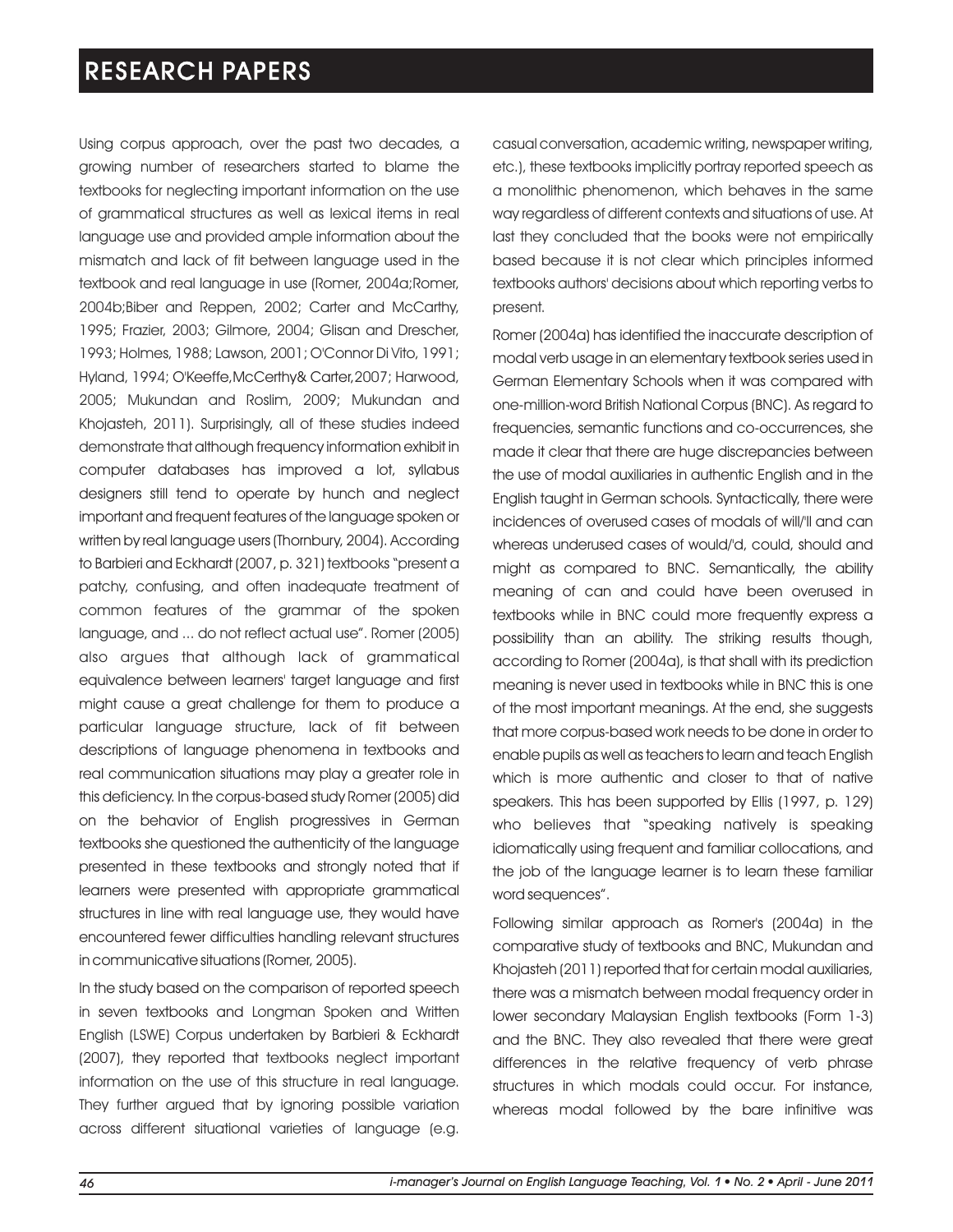Using corpus approach, over the past two decades, a growing number of researchers started to blame the textbooks for neglecting important information on the use of grammatical structures as well as lexical items in real language use and provided ample information about the mismatch and lack of fit between language used in the textbook and real language in use (Romer, 2004a;Romer, 2004b;Biber and Reppen, 2002; Carter and McCarthy, 1995; Frazier, 2003; Gilmore, 2004; Glisan and Drescher, 1993; Holmes, 1988; Lawson, 2001; O'Connor Di Vito, 1991; Hyland, 1994; O'Keeffe,McCerthy& Carter,2007; Harwood, 2005; Mukundan and Roslim, 2009; Mukundan and Khojasteh, 2011). Surprisingly, all of these studies indeed demonstrate that although frequency information exhibit in computer databases has improved a lot, syllabus designers still tend to operate by hunch and neglect important and frequent features of the language spoken or written by real language users (Thornbury, 2004). According to Barbieri and Eckhardt (2007, p. 321) textbooks "present a patchy, confusing, and often inadequate treatment of common features of the grammar of the spoken language, and ... do not reflect actual use". Romer (2005) also argues that although lack of grammatical equivalence between learners' target language and first might cause a great challenge for them to produce a particular language structure, lack of fit between descriptions of language phenomena in textbooks and real communication situations may play a greater role in this deficiency. In the corpus-based study Romer (2005) did on the behavior of English progressives in German textbooks she questioned the authenticity of the language presented in these textbooks and strongly noted that if learners were presented with appropriate grammatical structures in line with real language use, they would have encountered fewer difficulties handling relevant structures in communicative situations (Romer, 2005).

In the study based on the comparison of reported speech in seven textbooks and Longman Spoken and Written English (LSWE) Corpus undertaken by Barbieri & Eckhardt (2007), they reported that textbooks neglect important information on the use of this structure in real language. They further argued that by ignoring possible variation across different situational varieties of language (e.g. casual conversation, academic writing, newspaper writing, etc.), these textbooks implicitly portray reported speech as a monolithic phenomenon, which behaves in the same way regardless of different contexts and situations of use. At last they concluded that the books were not empirically based because it is not clear which principles informed textbooks authors' decisions about which reporting verbs to present.

Romer (2004a) has identified the inaccurate description of modal verb usage in an elementary textbook series used in German Elementary Schools when it was compared with one-million-word British National Corpus (BNC). As regard to frequencies, semantic functions and co-occurrences, she made it clear that there are huge discrepancies between the use of modal auxiliaries in authentic English and in the English taught in German schools. Syntactically, there were incidences of overused cases of modals of will/'ll and can whereas underused cases of would/'d, could, should and might as compared to BNC. Semantically, the ability meaning of can and could have been overused in textbooks while in BNC could more frequently express a possibility than an ability. The striking results though, according to Romer (2004a), is that shall with its prediction meaning is never used in textbooks while in BNC this is one of the most important meanings. At the end, she suggests that more corpus-based work needs to be done in order to enable pupils as well as teachers to learn and teach English which is more authentic and closer to that of native speakers. This has been supported by Ellis (1997, p. 129) who believes that "speaking natively is speaking idiomatically using frequent and familiar collocations, and the job of the language learner is to learn these familiar word sequences".

Following similar approach as Romer's (2004a) in the comparative study of textbooks and BNC, Mukundan and Khojasteh (2011) reported that for certain modal auxiliaries, there was a mismatch between modal frequency order in lower secondary Malaysian English textbooks (Form 1-3) and the BNC. They also revealed that there were great differences in the relative frequency of verb phrase structures in which modals could occur. For instance, whereas modal followed by the bare infinitive was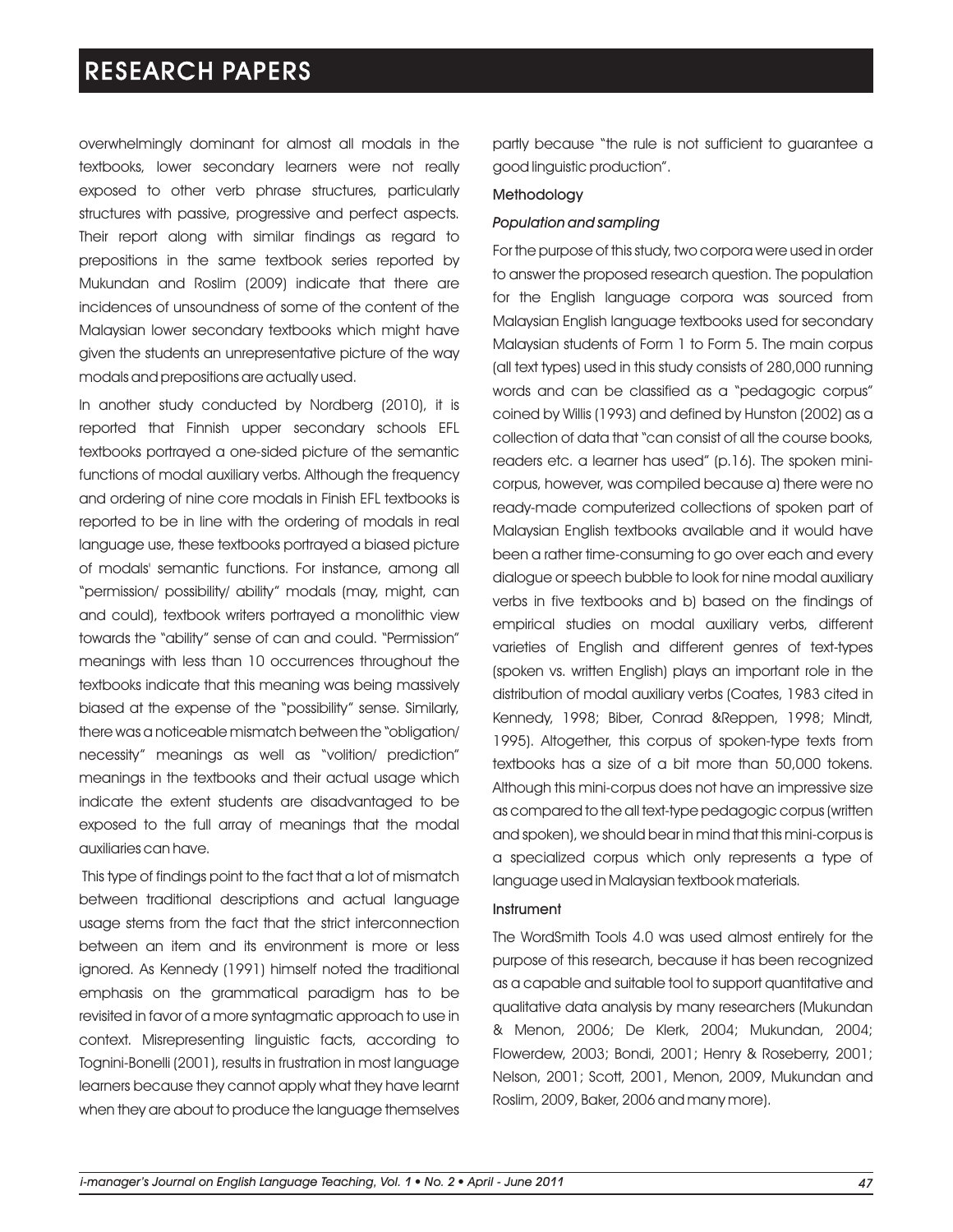overwhelmingly dominant for almost all modals in the textbooks, lower secondary learners were not really exposed to other verb phrase structures, particularly structures with passive, progressive and perfect aspects. Their report along with similar findings as regard to prepositions in the same textbook series reported by Mukundan and Roslim (2009) indicate that there are incidences of unsoundness of some of the content of the Malaysian lower secondary textbooks which might have given the students an unrepresentative picture of the way modals and prepositions are actually used.

In another study conducted by Nordberg (2010), it is reported that Finnish upper secondary schools EFL textbooks portrayed a one-sided picture of the semantic functions of modal auxiliary verbs. Although the frequency and ordering of nine core modals in Finish EFL textbooks is reported to be in line with the ordering of modals in real language use, these textbooks portrayed a biased picture of modals' semantic functions. For instance, among all "permission/ possibility/ ability" modals (may, might, can and could), textbook writers portrayed a monolithic view towards the "ability" sense of can and could. "Permission" meanings with less than 10 occurrences throughout the textbooks indicate that this meaning was being massively biased at the expense of the "possibility" sense. Similarly, there was a noticeable mismatch between the "obligation/ necessity" meanings as well as "volition/ prediction" meanings in the textbooks and their actual usage which indicate the extent students are disadvantaged to be exposed to the full array of meanings that the modal auxiliaries can have.

This type of findings point to the fact that a lot of mismatch between traditional descriptions and actual language usage stems from the fact that the strict interconnection between an item and its environment is more or less ignored. As Kennedy (1991) himself noted the traditional emphasis on the grammatical paradigm has to be revisited in favor of a more syntagmatic approach to use in context. Misrepresenting linguistic facts, according to Tognini-Bonelli (2001), results in frustration in most language learners because they cannot apply what they have learnt when they are about to produce the language themselves partly because "the rule is not sufficient to guarantee a good linguistic production".

## Methodology

### *Population and sampling*

For the purpose of this study, two corpora were used in order to answer the proposed research question. The population for the English language corpora was sourced from Malaysian English language textbooks used for secondary Malaysian students of Form 1 to Form 5. The main corpus (all text types) used in this study consists of 280,000 running words and can be classified as a "pedagogic corpus" coined by Willis (1993) and defined by Hunston (2002) as a collection of data that "can consist of all the course books, readers etc. a learner has used" (p.16). The spoken mini-corpus, however, was compiled because a) there were no ready-made computerized collections of spoken part of Malaysian English textbooks available and it would have been a rather time-consuming to go over each and every dialogue or speech bubble to look for nine modal auxiliary verbs in five textbooks and b) based on the findings of empirical studies on modal auxiliary verbs, different varieties of English and different genres of text-types (spoken vs. written English) plays an important role in the distribution of modal auxiliary verbs (Coates, 1983 cited in Kennedy, 1998; Biber, Conrad &Reppen, 1998; Mindt, 1995). Altogether, this corpus of spoken-type texts from textbooks has a size of a bit more than 50,000 tokens. Although this mini-corpus does not have an impressive size as compared to the all text-type pedagogic corpus (written and spoken), we should bear in mind that this mini-corpus is a specialized corpus which only represents a type of language used in Malaysian textbook materials.

### Instrument

The WordSmith Tools 4.0 was used almost entirely for the purpose of this research, because it has been recognized as a capable and suitable tool to support quantitative and qualitative data analysis by many researchers (Mukundan & Menon, 2006; De Klerk, 2004; Mukundan, 2004; Flowerdew, 2003; Bondi, 2001; Henry & Roseberry, 2001; Nelson, 2001; Scott, 2001, Menon, 2009, Mukundan and Roslim, 2009, Baker, 2006 and many more).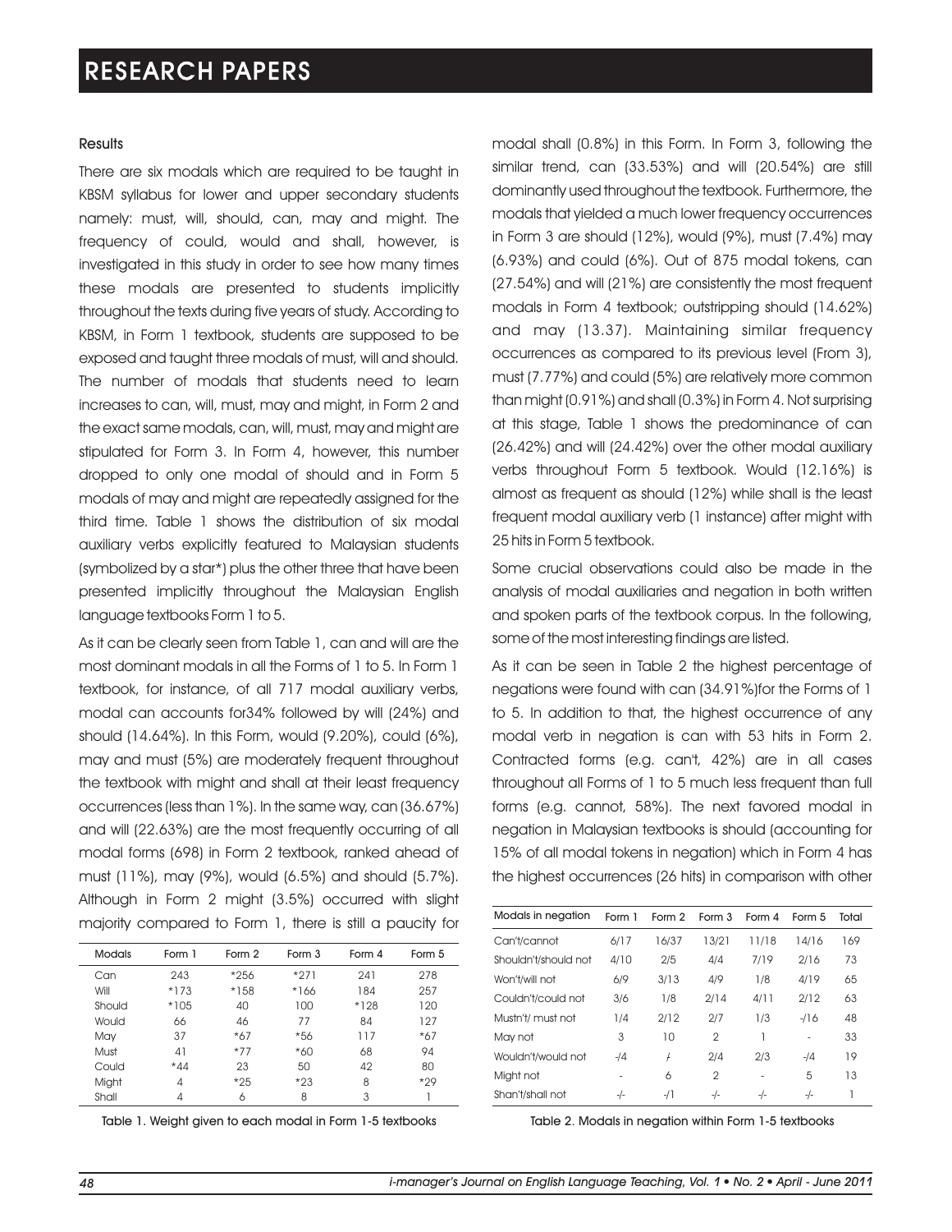#### Results

There are six modals which are required to be taught in KBSM syllabus for lower and upper secondary students namely: must, will, should, can, may and might. The frequency of could, would and shall, however, is investigated in this study in order to see how many times these modals are presented to students implicitly throughout the texts during five years of study. According to KBSM, in Form 1 textbook, students are supposed to be exposed and taught three modals of must, will and should. The number of modals that students need to learn increases to can, will, must, may and might, in Form 2 and the exact same modals, can, will, must, may and might are stipulated for Form 3. In Form 4, however, this number dropped to only one modal of should and in Form 5 modals of may and might are repeatedly assigned for the third time. Table 1 shows the distribution of six modal auxiliary verbs explicitly featured to Malaysian students (symbolized by a star*) plus the other three that have been presented implicitly throughout the Malaysian English language textbooks Form 1 to 5.

As it can be clearly seen from Table 1, can and will are the most dominant modals in all the Forms of 1 to 5. In Form 1 textbook, for instance, of all 717 modal auxiliary verbs, modal can accounts for34% followed by will (24%) and should (14.64%). In this Form, would (9.20%), could (6%), may and must (5%) are moderately frequent throughout the textbook with might and shall at their least frequency occurrences (less than 1%). In the same way, can (36.67%) and will (22.63%) are the most frequently occurring of all modal forms (698) in Form 2 textbook, ranked ahead of must (11%), may (9%), would (6.5%) and should (5.7%). Although in Form 2 might (3.5%) occurred with slight majority compared to Form 1, there is still a paucity for

| Modals | Form 1 | Form 2 | Form 3 | Form 4 | Form 5 |
|---|---|---|---|---|---|
| Can | 243 | *256 | *271 | 241 | 278 |
| Will | *173 | *158 | *166 | 184 | 257 |
| Should | *105 | 40 | 100 | *128 | 120 |
| Would | 66 | 46 | 77 | 84 | 127 |
| May | 37 | *67 | *56 | 117 | *67 |
| Must | 41 | *77 | *60 | 68 | 94 |
| Could | *44 | 23 | 50 | 42 | 80 |
| Might | 4 | *25 | *23 | 8 | *29 |
| Shall | 4 | 6 | 8 | 3 | 1 |

Table 1. Weight given to each modal in Form 1-5 textbooks

modal shall (0.8%) in this Form. In Form 3, following the similar trend, can (33.53%) and will (20.54%) are still dominantly used throughout the textbook. Furthermore, the modals that yielded a much lower frequency occurrences in Form 3 are should (12%), would (9%), must (7.4%) may (6.93%) and could (6%). Out of 875 modal tokens, can (27.54%) and will (21%) are consistently the most frequent modals in Form 4 textbook; outstripping should (14.62%) and may (13.37). Maintaining similar frequency occurrences as compared to its previous level (From 3), must (7.77%) and could (5%) are relatively more common than might (0.91%) and shall (0.3%) in Form 4. Not surprising at this stage, Table 1 shows the predominance of can (26.42%) and will (24.42%) over the other modal auxiliary verbs throughout Form 5 textbook. Would (12.16%) is almost as frequent as should (12%) while shall is the least frequent modal auxiliary verb (1 instance) after might with 25 hits in Form 5 textbook.

Some crucial observations could also be made in the analysis of modal auxiliaries and negation in both written and spoken parts of the textbook corpus. In the following, some of the most interesting findings are listed.

As it can be seen in Table 2 the highest percentage of negations were found with can (34.91%)for the Forms of 1 to 5. In addition to that, the highest occurrence of any modal verb in negation is can with 53 hits in Form 2. Contracted forms (e.g. can't, 42%) are in all cases throughout all Forms of 1 to 5 much less frequent than full forms (e.g. cannot, 58%). The next favored modal in negation in Malaysian textbooks is should (accounting for 15% of all modal tokens in negation) which in Form 4 has the highest occurrences (26 hits) in comparison with other

| Modals in negation | Form 1 | Form 2 | Form 3 | Form 4 | Form 5 | Total |
|---|---|---|---|---|---|---|
| Can't/cannot | 6/17 | 16/37 | 13/21 | 11/18 | 14/16 | 169 |
| Shouldn't/should not | 4/10 | 2/5 | 4/4 | 7/19 | 2/16 | 73 |
| Won't/will not | 6/9 | 3/13 | 4/9 | 1/8 | 4/19 | 65 |
| Couldn't/could not | 3/6 | 1/8 | 2/14 | 4/11 | 2/12 | 63 |
| Mustn't/ must not | 1/4 | 2/12 | 2/7 | 1/3 | -/16 | 48 |
| May not | 3 | 10 | 2 | 1 | - | 33 |
| Wouldn't/would not | -/4 | / | 2/4 | 2/3 | -/4 | 19 |
| Might not | - | 6 | 2 | - | 5 | 13 |
| Shan't/shall not | -/- | -/1 | -/- | -/- | -/- | 1 |

Table 2. Modals in negation within Form 1-5 textbooks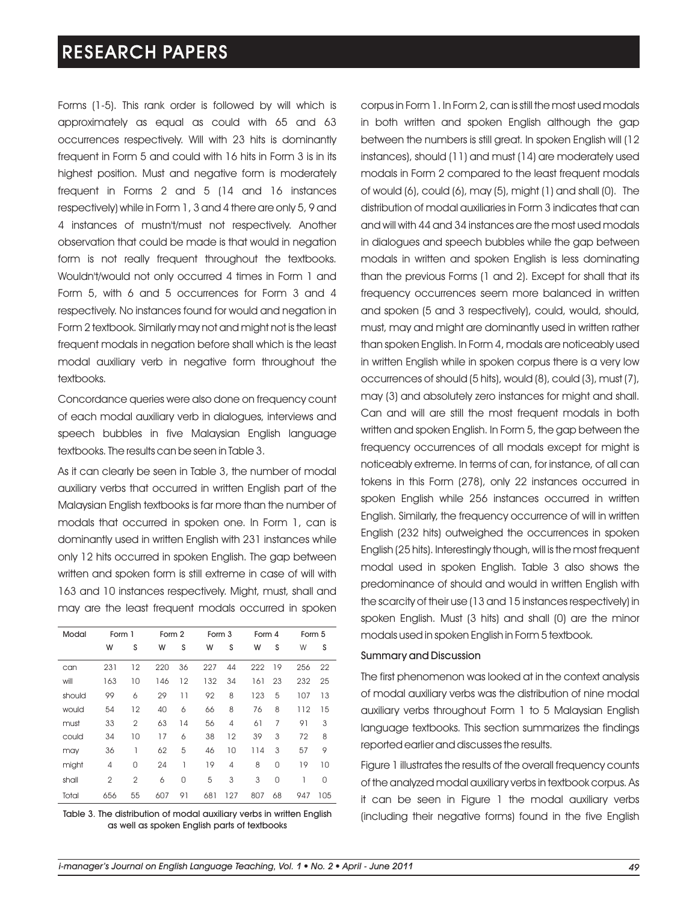Forms (1-5). This rank order is followed by will which is approximately as equal as could with 65 and 63 occurrences respectively. Will with 23 hits is dominantly frequent in Form 5 and could with 16 hits in Form 3 is in its highest position. Must and negative form is moderately frequent in Forms 2 and 5 (14 and 16 instances respectively) while in Form 1, 3 and 4 there are only 5, 9 and 4 instances of mustn't/must not respectively. Another observation that could be made is that would in negation form is not really frequent throughout the textbooks. Wouldn't/would not only occurred 4 times in Form 1 and Form 5, with 6 and 5 occurrences for Form 3 and 4 respectively. No instances found for would and negation in Form 2 textbook. Similarly may not and might not is the least frequent modals in negation before shall which is the least modal auxiliary verb in negative form throughout the textbooks.

Concordance queries were also done on frequency count of each modal auxiliary verb in dialogues, interviews and speech bubbles in five Malaysian English language textbooks. The results can be seen in Table 3.

As it can clearly be seen in Table 3, the number of modal auxiliary verbs that occurred in written English part of the Malaysian English textbooks is far more than the number of modals that occurred in spoken one. In Form 1, can is dominantly used in written English with 231 instances while only 12 hits occurred in spoken English. The gap between written and spoken form is still extreme in case of will with 163 and 10 instances respectively. Might, must, shall and may are the least frequent modals occurred in spoken

| Modal | Form 1 | | Form 2 | | Form 3 | | Form 4 | | Form 5 | |
|---|---|---|---|---|---|---|---|---|---|---|
| | W | S | W | S | W | S | W | S | W | S |
| can | 231 | 12 | 220 | 36 | 227 | 44 | 222 | 19 | 256 | 22 |
| will | 163 | 10 | 146 | 12 | 132 | 34 | 161 | 23 | 232 | 25 |
| should | 99 | 6 | 29 | 11 | 92 | 8 | 123 | 5 | 107 | 13 |
| would | 54 | 12 | 40 | 6 | 66 | 8 | 76 | 8 | 112 | 15 |
| must | 33 | 2 | 63 | 14 | 56 | 4 | 61 | 7 | 91 | 3 |
| could | 34 | 10 | 17 | 6 | 38 | 12 | 39 | 3 | 72 | 8 |
| may | 36 | 1 | 62 | 5 | 46 | 10 | 114 | 3 | 57 | 9 |
| might | 4 | 0 | 24 | 1 | 19 | 4 | 8 | 0 | 19 | 10 |
| shall | 2 | 2 | 6 | 0 | 5 | 3 | 3 | 0 | 1 | 0 |
| Total | 656 | 55 | 607 | 91 | 681 | 127 | 807 | 68 | 947 | 105 |

Table 3. The distribution of modal auxiliary verbs in written English as well as spoken English parts of textbooks

corpus in Form 1. In Form 2, can is still the most used modals in both written and spoken English although the gap between the numbers is still great. In spoken English will (12 instances), should (11) and must (14) are moderately used modals in Form 2 compared to the least frequent modals of would (6), could (6), may (5), might (1) and shall (0). The distribution of modal auxiliaries in Form 3 indicates that can and will with 44 and 34 instances are the most used modals in dialogues and speech bubbles while the gap between modals in written and spoken English is less dominating than the previous Forms (1 and 2). Except for shall that its frequency occurrences seem more balanced in written and spoken (5 and 3 respectively), could, would, should, must, may and might are dominantly used in written rather than spoken English. In Form 4, modals are noticeably used in written English while in spoken corpus there is a very low occurrences of should (5 hits), would (8), could (3), must (7), may (3) and absolutely zero instances for might and shall. Can and will are still the most frequent modals in both written and spoken English. In Form 5, the gap between the frequency occurrences of all modals except for might is noticeably extreme. In terms of can, for instance, of all can tokens in this Form (278), only 22 instances occurred in spoken English while 256 instances occurred in written English. Similarly, the frequency occurrence of will in written English (232 hits) outweighed the occurrences in spoken English (25 hits). Interestingly though, will is the most frequent modal used in spoken English. Table 3 also shows the predominance of should and would in written English with the scarcity of their use (13 and 15 instances respectively) in spoken English. Must (3 hits) and shall (0) are the minor modals used in spoken English in Form 5 textbook.

### Summary and Discussion

The first phenomenon was looked at in the context analysis of modal auxiliary verbs was the distribution of nine modal auxiliary verbs throughout Form 1 to 5 Malaysian English language textbooks. This section summarizes the findings reported earlier and discusses the results.

Figure 1 illustrates the results of the overall frequency counts of the analyzed modal auxiliary verbs in textbook corpus. As it can be seen in Figure 1 the modal auxiliary verbs (including their negative forms) found in the five English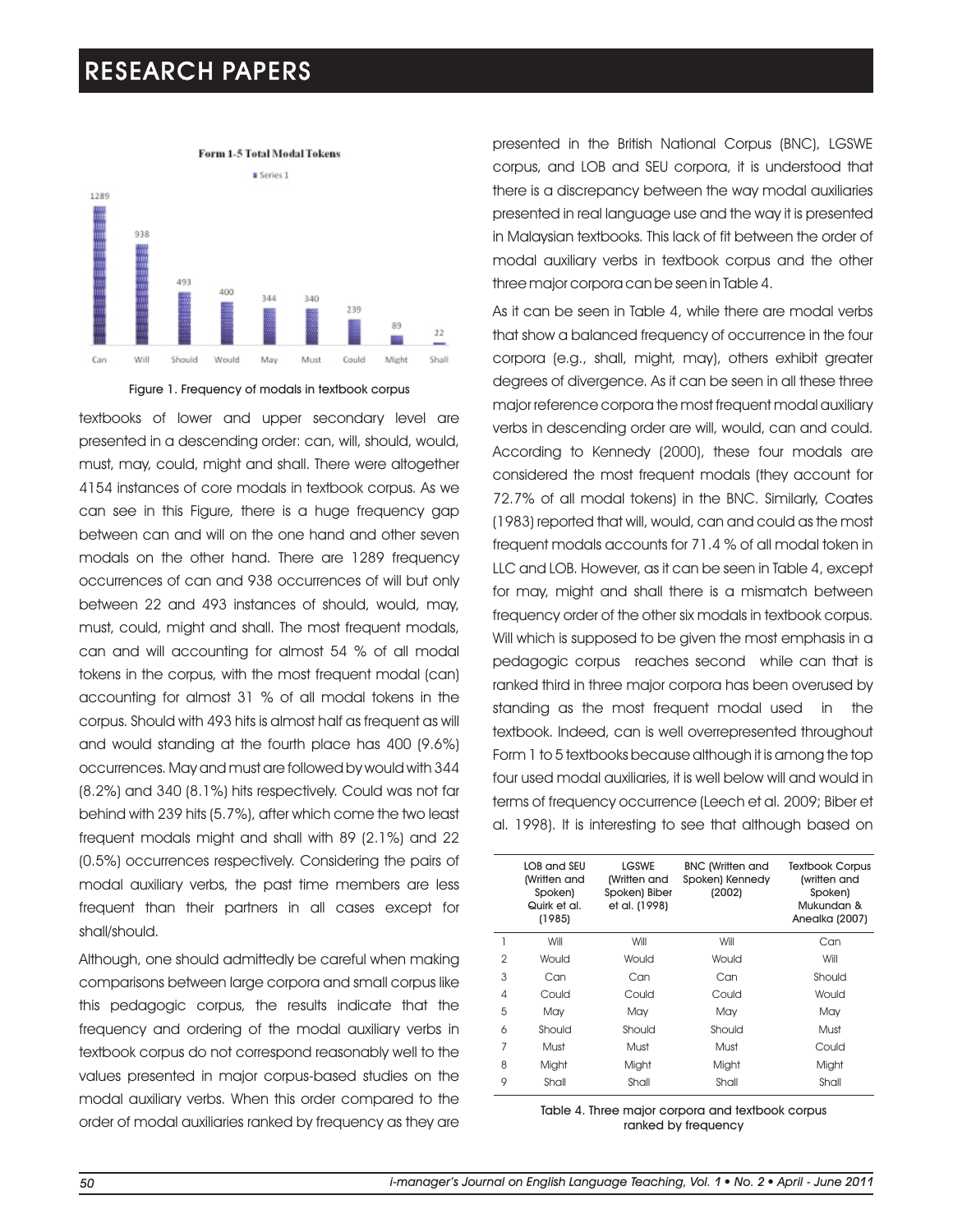Form 1-5 Total Modal Tokens

Series 1

| Can | Will | Should | Would | May | Must | Could | Might | Shall |
|---|---|---|---|---|---|---|---|---|
| 1289 | 938 | 493 | 400 | 344 | 340 | 239 | 89 | 22 |

Figure 1. Frequency of modals in textbook corpus

textbooks of lower and upper secondary level are presented in a descending order: can, will, should, would, must, may, could, might and shall. There were altogether 4154 instances of core modals in textbook corpus. As we can see in this Figure, there is a huge frequency gap between can and will on the one hand and other seven modals on the other hand. There are 1289 frequency occurrences of can and 938 occurrences of will but only between 22 and 493 instances of should, would, may, must, could, might and shall. The most frequent modals, can and will accounting for almost 54 % of all modal tokens in the corpus, with the most frequent modal (can) accounting for almost 31 % of all modal tokens in the corpus. Should with 493 hits is almost half as frequent as will and would standing at the fourth place has 400 (9.6%) occurrences. May and must are followed by would with 344 (8.2%) and 340 (8.1%) hits respectively. Could was not far behind with 239 hits (5.7%), after which come the two least frequent modals might and shall with 89 (2.1%) and 22 (0.5%) occurrences respectively. Considering the pairs of modal auxiliary verbs, the past time members are less frequent than their partners in all cases except for shall/should.

Although, one should admittedly be careful when making comparisons between large corpora and small corpus like this pedagogic corpus, the results indicate that the frequency and ordering of the modal auxiliary verbs in textbook corpus do not correspond reasonably well to the values presented in major corpus-based studies on the modal auxiliary verbs. When this order compared to the order of modal auxiliaries ranked by frequency as they are presented in the British National Corpus (BNC), LGSWE corpus, and LOB and SEU corpora, it is understood that there is a discrepancy between the way modal auxiliaries presented in real language use and the way it is presented in Malaysian textbooks. This lack of fit between the order of modal auxiliary verbs in textbook corpus and the other three major corpora can be seen in Table 4.

As it can be seen in Table 4, while there are modal verbs that show a balanced frequency of occurrence in the four corpora (e.g., shall, might, may), others exhibit greater degrees of divergence. As it can be seen in all these three major reference corpora the most frequent modal auxiliary verbs in descending order are will, would, can and could. According to Kennedy (2000), these four modals are considered the most frequent modals (they account for 72.7% of all modal tokens) in the BNC. Similarly, Coates (1983) reported that will, would, can and could as the most frequent modals accounts for 71.4 % of all modal token in LLC and LOB. However, as it can be seen in Table 4, except for may, might and shall there is a mismatch between frequency order of the other six modals in textbook corpus. Will which is supposed to be given the most emphasis in a pedagogic corpus reaches second while can that is ranked third in three major corpora has been overused by standing as the most frequent modal used in the textbook. Indeed, can is well overrepresented throughout Form 1 to 5 textbooks because although it is among the top four used modal auxiliaries, it is well below will and would in terms of frequency occurrence (Leech et al. 2009; Biber et al. 1998). It is interesting to see that although based on

| | LOB and SEU (Written and Spoken) Quirk et al. (1985) | LGSWE (Written and Spoken) Biber et al. (1998) | BNC (Written and Spoken) Kennedy (2002) | Textbook Corpus (written and Spoken) Mukundan & Anealka (2007) |
|---|---|---|---|---|
| 1 | Will | Will | Will | Can |
| 2 | Would | Would | Would | Will |
| 3 | Can | Can | Can | Should |
| 4 | Could | Could | Could | Would |
| 5 | May | May | May | May |
| 6 | Should | Should | Should | Must |
| 7 | Must | Must | Must | Could |
| 8 | Might | Might | Might | Might |
| 9 | Shall | Shall | Shall | Shall |

Table 4. Three major corpora and textbook corpus ranked by frequency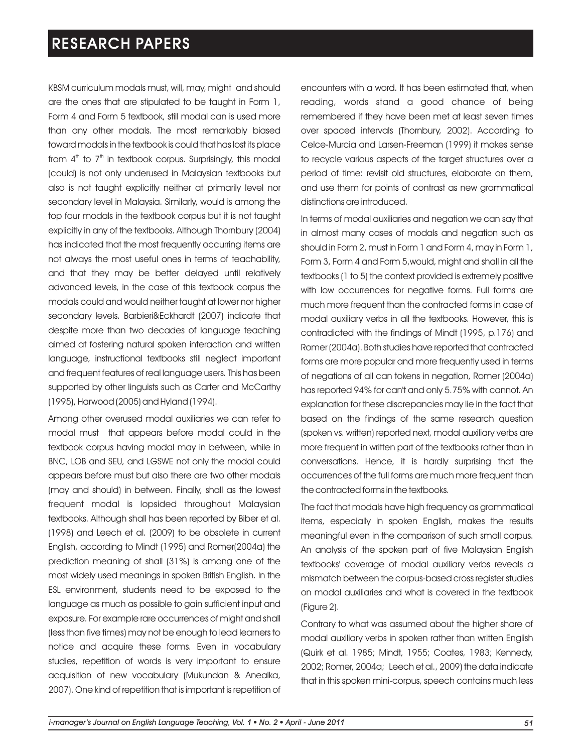KBSM curriculum modals must, will, may, might and should are the ones that are stipulated to be taught in Form 1, Form 4 and Form 5 textbook, still modal can is used more than any other modals. The most remarkably biased toward modals in the textbook is could that has lost its place from $4^{th}$ to $7^{th}$ in textbook corpus. Surprisingly, this modal (could) is not only underused in Malaysian textbooks but also is not taught explicitly neither at primarily level nor secondary level in Malaysia. Similarly, would is among the top four modals in the textbook corpus but it is not taught explicitly in any of the textbooks. Although Thornbury (2004) has indicated that the most frequently occurring items are not always the most useful ones in terms of teachability, and that they may be better delayed until relatively advanced levels, in the case of this textbook corpus the modals could and would neither taught at lower nor higher secondary levels. Barbieri&Eckhardt (2007) indicate that despite more than two decades of language teaching aimed at fostering natural spoken interaction and written language, instructional textbooks still neglect important and frequent features of real language users. This has been supported by other linguists such as Carter and McCarthy (1995), Harwood (2005) and Hyland (1994).

Among other overused modal auxiliaries we can refer to modal must that appears before modal could in the textbook corpus having modal may in between, while in BNC, LOB and SEU, and LGSWE not only the modal could appears before must but also there are two other modals (may and should) in between. Finally, shall as the lowest frequent modal is lopsided throughout Malaysian textbooks. Although shall has been reported by Biber et al. (1998) and Leech et al. (2009) to be obsolete in current English, according to Mindt (1995) and Romer(2004a) the prediction meaning of shall (31%) is among one of the most widely used meanings in spoken British English. In the ESL environment, students need to be exposed to the language as much as possible to gain sufficient input and exposure. For example rare occurrences of might and shall (less than five times) may not be enough to lead learners to notice and acquire these forms. Even in vocabulary studies, repetition of words is very important to ensure acquisition of new vocabulary (Mukundan & Anealka, 2007). One kind of repetition that is important is repetition of encounters with a word. It has been estimated that, when reading, words stand a good chance of being remembered if they have been met at least seven times over spaced intervals (Thornbury, 2002). According to Celce-Murcia and Larsen-Freeman (1999) it makes sense to recycle various aspects of the target structures over a period of time: revisit old structures, elaborate on them, and use them for points of contrast as new grammatical distinctions are introduced.

In terms of modal auxiliaries and negation we can say that in almost many cases of modals and negation such as should in Form 2, must in Form 1 and Form 4, may in Form 1, Form 3, Form 4 and Form 5,would, might and shall in all the textbooks (1 to 5) the context provided is extremely positive with low occurrences for negative forms. Full forms are much more frequent than the contracted forms in case of modal auxiliary verbs in all the textbooks. However, this is contradicted with the findings of Mindt (1995, p.176) and Romer (2004a). Both studies have reported that contracted forms are more popular and more frequently used in terms of negations of all can tokens in negation, Romer (2004a) has reported 94% for can't and only 5.75% with cannot. An explanation for these discrepancies may lie in the fact that based on the findings of the same research question (spoken vs. written) reported next, modal auxiliary verbs are more frequent in written part of the textbooks rather than in conversations. Hence, it is hardly surprising that the occurrences of the full forms are much more frequent than the contracted forms in the textbooks.

The fact that modals have high frequency as grammatical items, especially in spoken English, makes the results meaningful even in the comparison of such small corpus. An analysis of the spoken part of five Malaysian English textbooks' coverage of modal auxiliary verbs reveals a mismatch between the corpus-based cross register studies on modal auxiliaries and what is covered in the textbook (Figure 2).

Contrary to what was assumed about the higher share of modal auxiliary verbs in spoken rather than written English (Quirk et al. 1985; Mindt, 1955; Coates, 1983; Kennedy, 2002; Romer, 2004a; Leech et al., 2009) the data indicate that in this spoken mini-corpus, speech contains much less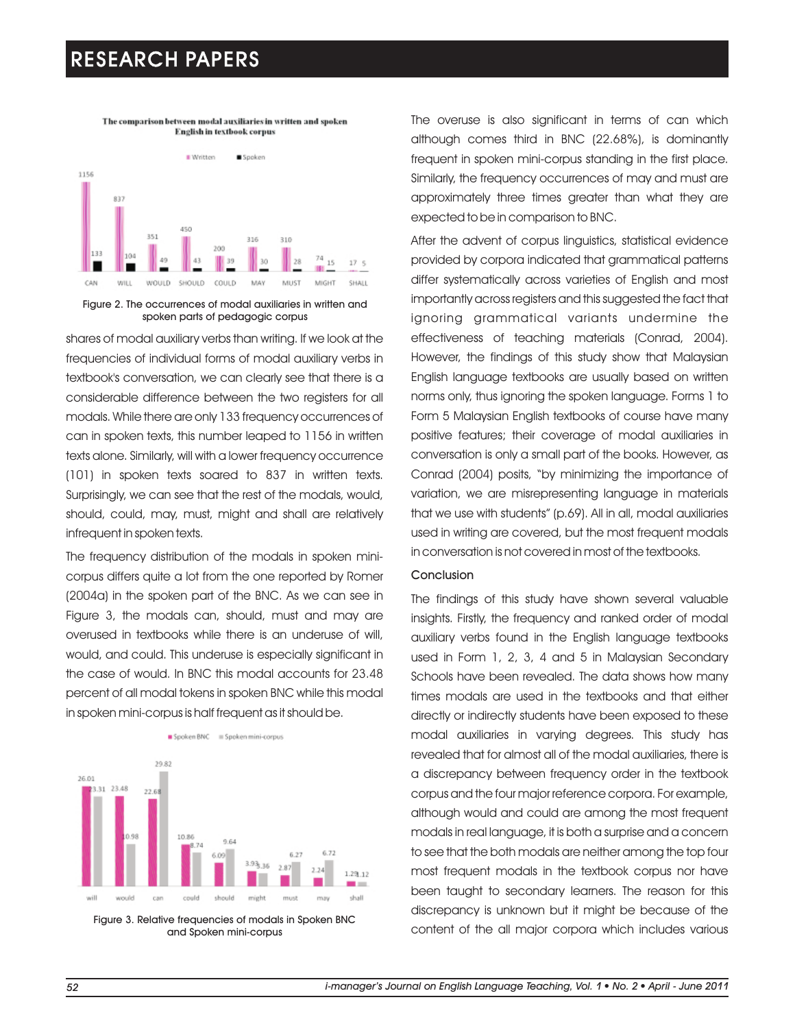Figure 2. The occurrences of modal auxiliaries in written and spoken parts of pedagogic corpus

shares of modal auxiliary verbs than writing. If we look at the frequencies of individual forms of modal auxiliary verbs in textbook's conversation, we can clearly see that there is a considerable difference between the two registers for all modals. While there are only 133 frequency occurrences of can in spoken texts, this number leaped to 1156 in written texts alone. Similarly, will with a lower frequency occurrence (101) in spoken texts soared to 837 in written texts. Surprisingly, we can see that the rest of the modals, would, should, could, may, must, might and shall are relatively infrequent in spoken texts.

The frequency distribution of the modals in spoken mini-corpus differs quite a lot from the one reported by Romer (2004a) in the spoken part of the BNC. As we can see in Figure 3, the modals can, should, must and may are overused in textbooks while there is an underuse of will, would, and could. This underuse is especially significant in the case of would. In BNC this modal accounts for 23.48 percent of all modal tokens in spoken BNC while this modal in spoken mini-corpus is half frequent as it should be.

Figure 3. Relative frequencies of modals in Spoken BNC and Spoken mini-corpus

The overuse is also significant in terms of can which although comes third in BNC (22.68%), is dominantly frequent in spoken mini-corpus standing in the first place. Similarly, the frequency occurrences of may and must are approximately three times greater than what they are expected to be in comparison to BNC.

After the advent of corpus linguistics, statistical evidence provided by corpora indicated that grammatical patterns differ systematically across varieties of English and most importantly across registers and this suggested the fact that ignoring grammatical variants undermine the effectiveness of teaching materials (Conrad, 2004). However, the findings of this study show that Malaysian English language textbooks are usually based on written norms only, thus ignoring the spoken language. Forms 1 to Form 5 Malaysian English textbooks of course have many positive features; their coverage of modal auxiliaries in conversation is only a small part of the books. However, as Conrad (2004) posits, "by minimizing the importance of variation, we are misrepresenting language in materials that we use with students" (p.69). All in all, modal auxiliaries used in writing are covered, but the most frequent modals in conversation is not covered in most of the textbooks.

## Conclusion

The findings of this study have shown several valuable insights. Firstly, the frequency and ranked order of modal auxiliary verbs found in the English language textbooks used in Form 1, 2, 3, 4 and 5 in Malaysian Secondary Schools have been revealed. The data shows how many times modals are used in the textbooks and that either directly or indirectly students have been exposed to these modal auxiliaries in varying degrees. This study has revealed that for almost all of the modal auxiliaries, there is a discrepancy between frequency order in the textbook corpus and the four major reference corpora. For example, although would and could are among the most frequent modals in real language, it is both a surprise and a concern to see that the both modals are neither among the top four most frequent modals in the textbook corpus nor have been taught to secondary learners. The reason for this discrepancy is unknown but it might be because of the content of the all major corpora which includes various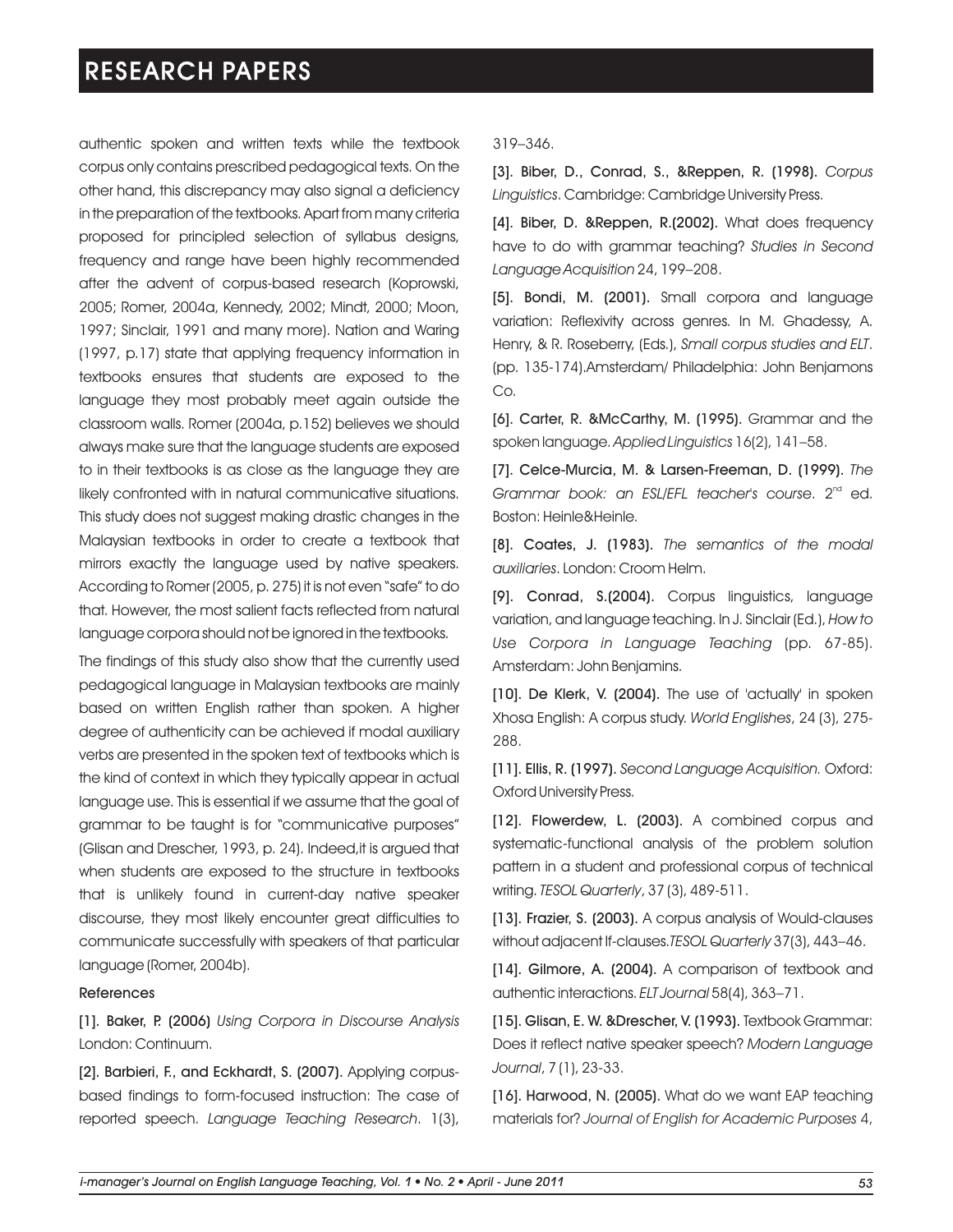authentic spoken and written texts while the textbook corpus only contains prescribed pedagogical texts. On the other hand, this discrepancy may also signal a deficiency in the preparation of the textbooks. Apart from many criteria proposed for principled selection of syllabus designs, frequency and range have been highly recommended after the advent of corpus-based research (Koprowski, 2005; Romer, 2004a, Kennedy, 2002; Mindt, 2000; Moon, 1997; Sinclair, 1991 and many more). Nation and Waring (1997, p.17) state that applying frequency information in textbooks ensures that students are exposed to the language they most probably meet again outside the classroom walls. Romer (2004a, p.152) believes we should always make sure that the language students are exposed to in their textbooks is as close as the language they are likely confronted with in natural communicative situations. This study does not suggest making drastic changes in the Malaysian textbooks in order to create a textbook that mirrors exactly the language used by native speakers. According to Romer (2005, p. 275) it is not even "safe" to do that. However, the most salient facts reflected from natural language corpora should not be ignored in the textbooks.

The findings of this study also show that the currently used pedagogical language in Malaysian textbooks are mainly based on written English rather than spoken. A higher degree of authenticity can be achieved if modal auxiliary verbs are presented in the spoken text of textbooks which is the kind of context in which they typically appear in actual language use. This is essential if we assume that the goal of grammar to be taught is for "communicative purposes" (Glisan and Drescher, 1993, p. 24). Indeed,it is argued that when students are exposed to the structure in textbooks that is unlikely found in current-day native speaker discourse, they most likely encounter great difficulties to communicate successfully with speakers of that particular language (Romer, 2004b).

### References

**[1]. Baker, P. (2006)** *Using Corpora in Discourse Analysis* London: Continuum.

**[2]. Barbieri, F., and Eckhardt, S. (2007).** Applying corpus-based findings to form-focused instruction: The case of reported speech. *Language Teaching Research*. 1(3), 319–346.

**[3]. Biber, D., Conrad, S., &Reppen, R. (1998).** *Corpus Linguistics*. Cambridge: Cambridge University Press.

**[4]. Biber, D. &Reppen, R.(2002).** What does frequency have to do with grammar teaching? *Studies in Second Language Acquisition* 24, 199–208.

**[5]. Bondi, M. (2001).** Small corpora and language variation: Reflexivity across genres. In M. Ghadessy, A. Henry, & R. Roseberry, (Eds.), *Small corpus studies and ELT*. (pp. 135-174).Amsterdam/ Philadelphia: John Benjamons Co.

**[6]. Carter, R. &McCarthy, M. (1995).** Grammar and the spoken language. *Applied Linguistics* 16(2), 141–58.

**[7]. Celce-Murcia, M. & Larsen-Freeman, D. (1999).** *The Grammar book: an ESL/EFL teacher's course*. 2nd ed. Boston: Heinle&Heinle.

**[8]. Coates, J. (1983).** *The semantics of the modal auxiliaries*. London: Croom Helm.

**[9]. Conrad, S.(2004).** Corpus linguistics, language variation, and language teaching. In J. Sinclair (Ed.), *How to Use Corpora in Language Teaching* (pp. 67-85). Amsterdam: John Benjamins.

**[10]. De Klerk, V. (2004).** The use of 'actually' in spoken Xhosa English: A corpus study. *World Englishes*, 24 (3), 275-288.

**[11]. Ellis, R. (1997).** *Second Language Acquisition.* Oxford: Oxford University Press.

**[12]. Flowerdew, L. (2003).** A combined corpus and systematic-functional analysis of the problem solution pattern in a student and professional corpus of technical writing. *TESOL Quarterly*, 37 (3), 489-511.

**[13]. Frazier, S. (2003).** A corpus analysis of Would-clauses without adjacent If-clauses.*TESOL Quarterly* 37(3), 443–46.

**[14]. Gilmore, A. (2004).** A comparison of textbook and authentic interactions. *ELT Journal* 58(4), 363–71.

**[15]. Glisan, E. W. &Drescher, V. (1993).** Textbook Grammar: Does it reflect native speaker speech? *Modern Language Journal*, 7 (1), 23-33.

**[16]. Harwood, N. (2005).** What do we want EAP teaching materials for? *Journal of English for Academic Purposes* 4,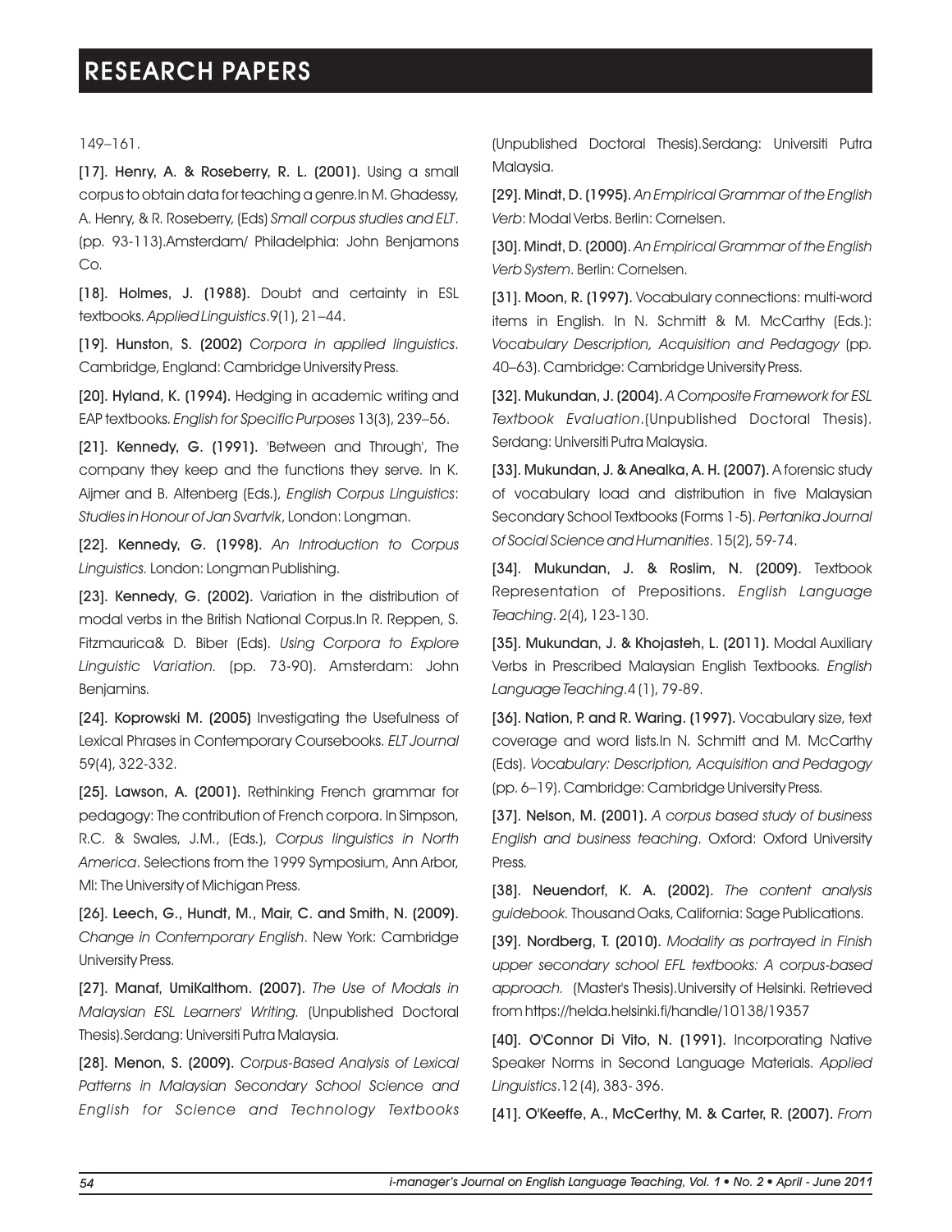149–161.

**[17]. Henry, A. & Roseberry, R. L. (2001).** Using a small corpus to obtain data for teaching a genre.In M. Ghadessy, A. Henry, & R. Roseberry, (Eds) *Small corpus studies and ELT*. (pp. 93-113).Amsterdam/ Philadelphia: John Benjamons Co.

**[18]. Holmes, J. (1988).** Doubt and certainty in ESL textbooks. *Applied Linguistics*.9(1), 21–44.

**[19]. Hunston, S. (2002)** *Corpora in applied linguistics*. Cambridge, England: Cambridge University Press.

**[20]. Hyland, K. (1994).** Hedging in academic writing and EAP textbooks. *English for Specific Purposes* 13(3), 239–56.

**[21]. Kennedy, G. (1991).** 'Between and Through', The company they keep and the functions they serve. In K. Aijmer and B. Altenberg (Eds.), *English Corpus Linguistics*: *Studies in Honour of Jan Svartvik*, London: Longman.

**[22]. Kennedy, G. (1998).** *An Introduction to Corpus Linguistics.* London: Longman Publishing.

**[23]. Kennedy, G. (2002).** Variation in the distribution of modal verbs in the British National Corpus.In R. Reppen, S. Fitzmaurica& D. Biber (Eds). *Using Corpora to Explore Linguistic Variation.* (pp. 73-90). Amsterdam: John Benjamins.

**[24]. Koprowski M. (2005)** Investigating the Usefulness of Lexical Phrases in Contemporary Coursebooks. *ELT Journal* 59(4), 322-332.

**[25]. Lawson, A. (2001).** Rethinking French grammar for pedagogy: The contribution of French corpora. In Simpson, R.C. & Swales, J.M., (Eds.), *Corpus linguistics in North America*. Selections from the 1999 Symposium, Ann Arbor, MI: The University of Michigan Press.

**[26]. Leech, G., Hundt, M., Mair, C. and Smith, N. (2009).** *Change in Contemporary English*. New York: Cambridge University Press.

**[27]. Manaf, UmiKalthom. (2007).** *The Use of Modals in Malaysian ESL Learners' Writing.* (Unpublished Doctoral Thesis).Serdang: Universiti Putra Malaysia.

**[28]. Menon, S. (2009).** *Corpus-Based Analysis of Lexical Patterns in Malaysian Secondary School Science and English for Science and Technology Textbooks* (Unpublished Doctoral Thesis).Serdang: Universiti Putra Malaysia.

**[29]. Mindt, D. (1995).** *An Empirical Grammar of the English Verb*: Modal Verbs. Berlin: Cornelsen.

**[30]. Mindt, D. (2000).** *An Empirical Grammar of the English Verb System*. Berlin: Cornelsen.

**[31]. Moon, R. (1997).** Vocabulary connections: multi-word items in English. In N. Schmitt & M. McCarthy (Eds.): *Vocabulary Description, Acquisition and Pedagogy* (pp. 40–63). Cambridge: Cambridge University Press.

**[32]. Mukundan, J. (2004).** *A Composite Framework for ESL Textbook Evaluation*.(Unpublished Doctoral Thesis). Serdang: Universiti Putra Malaysia.

**[33]. Mukundan, J. & Anealka, A. H. (2007).** A forensic study of vocabulary load and distribution in five Malaysian Secondary School Textbooks (Forms 1-5). *Pertanika Journal of Social Science and Humanities*. 15(2), 59-74.

**[34]. Mukundan, J. & Roslim, N. (2009)**. Textbook Representation of Prepositions. *English Language Teaching*. 2(4), 123-130.

**[35]. Mukundan, J. & Khojasteh, L. (2011).** Modal Auxiliary Verbs in Prescribed Malaysian English Textbooks. *English Language Teaching*.4 (1), 79-89.

**[36]. Nation, P. and R. Waring. (1997).** Vocabulary size, text coverage and word lists.In N. Schmitt and M. McCarthy (Eds). *Vocabulary: Description, Acquisition and Pedagogy* (pp. 6–19). Cambridge: Cambridge University Press.

**[37]. Nelson, M. (2001).** *A corpus based study of business English and business teaching*. Oxford: Oxford University Press.

**[38]. Neuendorf, K. A. (2002).** *The content analysis guidebook.* Thousand Oaks, California: Sage Publications.

**[39]. Nordberg, T. (2010).** *Modality as portrayed in Finish upper secondary school EFL textbooks: A corpus-based approach.* (Master's Thesis).University of Helsinki. Retrieved from https://helda.helsinki.fi/handle/10138/19357

**[40]. O'Connor Di Vito, N. (1991).** Incorporating Native Speaker Norms in Second Language Materials. *Applied Linguistics*.12 (4), 383- 396.

**[41]. O'Keeffe, A., McCerthy, M. & Carter, R. (2007).** *From*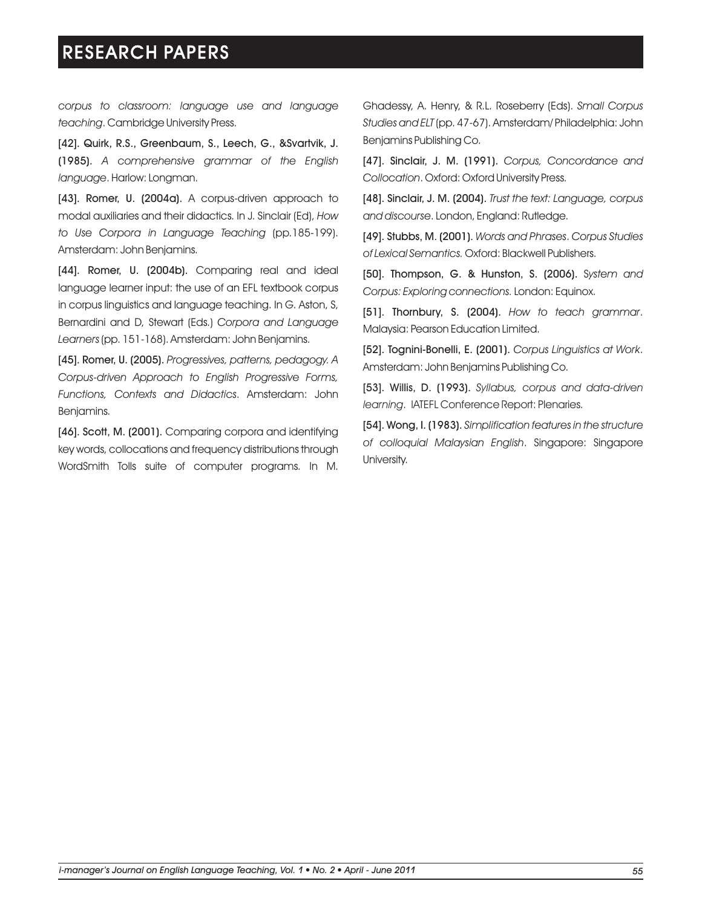*corpus to classroom: language use and language teaching*. Cambridge University Press.

**[42]. Quirk, R.S., Greenbaum, S., Leech, G., &Svartvik, J. (1985).** *A comprehensive grammar of the English language*. Harlow: Longman.

**[43]. Romer, U. (2004a).** A corpus-driven approach to modal auxiliaries and their didactics. In J. Sinclair (Ed), *How to Use Corpora in Language Teaching* (pp.185-199). Amsterdam: John Benjamins.

**[44]. Romer, U. (2004b).** Comparing real and ideal language learner input: the use of an EFL textbook corpus in corpus linguistics and language teaching. In G. Aston, S, Bernardini and D, Stewart (Eds.) *Corpora and Language Learners* (pp. 151-168). Amsterdam: John Benjamins.

**[45]. Romer, U. (2005).** *Progressives, patterns, pedagogy. A Corpus-driven Approach to English Progressive Forms, Functions, Contexts and Didactics*. Amsterdam: John Benjamins.

**[46]. Scott, M. (2001).** Comparing corpora and identifying key words, collocations and frequency distributions through WordSmith Tolls suite of computer programs. In M. Ghadessy, A. Henry, & R.L. Roseberry (Eds). *Small Corpus Studies and ELT* (pp. 47-67). Amsterdam/ Philadelphia: John Benjamins Publishing Co.

**[47]. Sinclair, J. M. (1991).** *Corpus, Concordance and Collocation*. Oxford: Oxford University Press.

**[48]. Sinclair, J. M. (2004).** *Trust the text: Language, corpus and discourse*. London, England: Rutledge.

**[49]. Stubbs, M. (2001)**. *Words and Phrases*. *Corpus Studies of Lexical Semantics.* Oxford: Blackwell Publishers.

**[50]. Thompson, G. & Hunston, S. (2006).** *System and Corpus: Exploring connections.* London: Equinox.

**[51]. Thornbury, S. (2004).** *How to teach grammar*. Malaysia: Pearson Education Limited.

**[52]. Tognini-Bonelli, E. (2001).** *Corpus Linguistics at Work*. Amsterdam: John Benjamins Publishing Co.

**[53]. Willis, D. (1993).** *Syllabus, corpus and data-driven learning*. IATEFL Conference Report: Plenaries.

**[54]. Wong, I. (1983).** *Simplification features in the structure of colloquial Malaysian English*. Singapore: Singapore University.